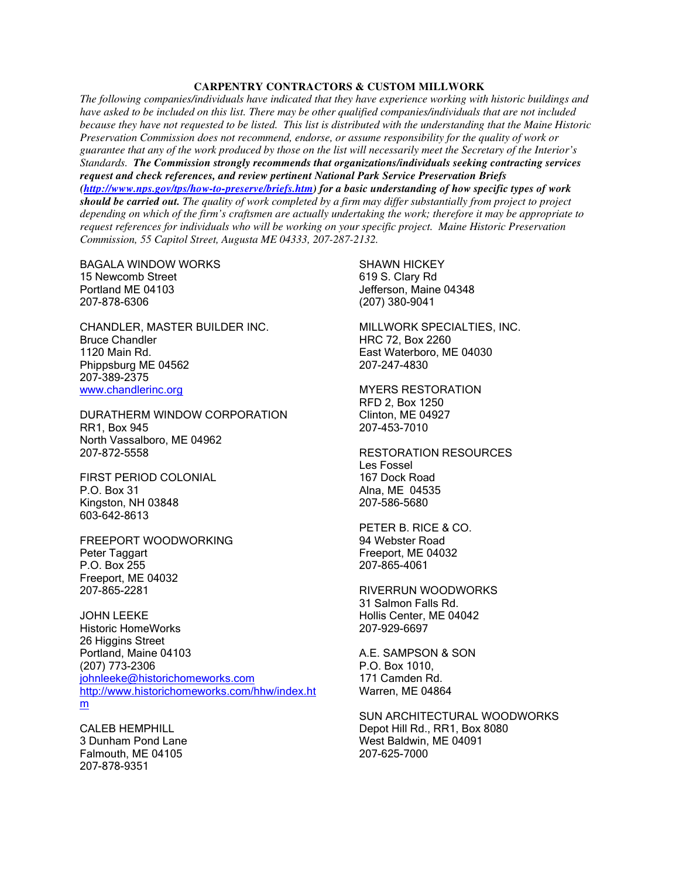## CARPENTRY CONTRACTORS & CUSTOM MILLWORK

*The following companies/individuals have indicated that they have experience working with historic buildings and have asked to be included on this list. There may be other qualified companies/individuals that are not included because they have not requested to be listed. This list is distributed with the understanding that the Maine Historic Preservation Commission does not recommend, endorse, or assume responsibility for the quality of work or guarantee that any of the work produced by those on the list will necessarily meet the Secretary of the Interior's Standards.* ***The Commission strongly recommends that organizations/individuals seeking contracting services request and check references, and review pertinent National Park Service Preservation Briefs (http://www.nps.gov/tps/how-to-preserve/briefs.htm) for a basic understanding of how specific types of work should be carried out.*** *The quality of work completed by a firm may differ substantially from project to project depending on which of the firm's craftsmen are actually undertaking the work; therefore it may be appropriate to request references for individuals who will be working on your specific project. Maine Historic Preservation Commission, 55 Capitol Street, Augusta ME 04333, 207-287-2132.*

BAGALA WINDOW WORKS
15 Newcomb Street
Portland ME 04103
207-878-6306

CHANDLER, MASTER BUILDER INC.
Bruce Chandler
1120 Main Rd.
Phippsburg ME 04562
207-389-2375
www.chandlerinc.org

DURATHERM WINDOW CORPORATION
RR1, Box 945
North Vassalboro, ME 04962
207-872-5558

FIRST PERIOD COLONIAL
P.O. Box 31
Kingston, NH 03848
603-642-8613

FREEPORT WOODWORKING
Peter Taggart
P.O. Box 255
Freeport, ME 04032
207-865-2281

JOHN LEEKE
Historic HomeWorks
26 Higgins Street
Portland, Maine 04103
(207) 773-2306
johnleeke@historichomeworks.com
http://www.historichomeworks.com/hhw/index.htm

CALEB HEMPHILL
3 Dunham Pond Lane
Falmouth, ME 04105
207-878-9351

SHAWN HICKEY
619 S. Clary Rd
Jefferson, Maine 04348
(207) 380-9041

MILLWORK SPECIALTIES, INC.
HRC 72, Box 2260
East Waterboro, ME 04030
207-247-4830

MYERS RESTORATION
RFD 2, Box 1250
Clinton, ME 04927
207-453-7010

RESTORATION RESOURCES
Les Fossel
167 Dock Road
Alna, ME 04535
207-586-5680

PETER B. RICE & CO.
94 Webster Road
Freeport, ME 04032
207-865-4061

RIVERRUN WOODWORKS
31 Salmon Falls Rd.
Hollis Center, ME 04042
207-929-6697

A.E. SAMPSON & SON
P.O. Box 1010,
171 Camden Rd.
Warren, ME 04864

SUN ARCHITECTURAL WOODWORKS
Depot Hill Rd., RR1, Box 8080
West Baldwin, ME 04091
207-625-7000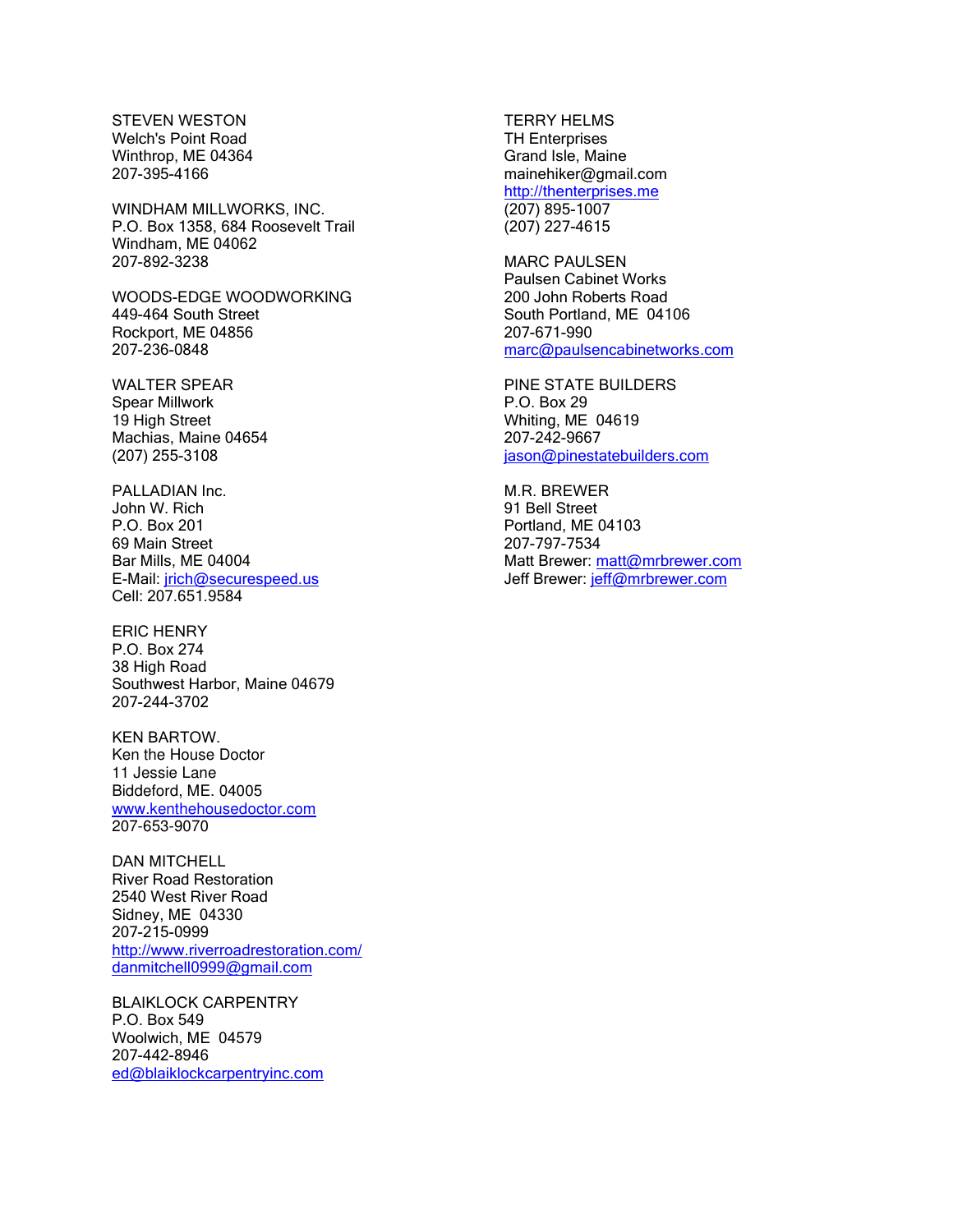STEVEN WESTON
Welch's Point Road
Winthrop, ME 04364
207-395-4166

WINDHAM MILLWORKS, INC.
P.O. Box 1358, 684 Roosevelt Trail
Windham, ME 04062
207-892-3238

WOODS-EDGE WOODWORKING
449-464 South Street
Rockport, ME 04856
207-236-0848

WALTER SPEAR
Spear Millwork
19 High Street
Machias, Maine 04654
(207) 255-3108

PALLADIAN Inc.
John W. Rich
P.O. Box 201
69 Main Street
Bar Mills, ME 04004
E-Mail: jrich@securespeed.us
Cell: 207.651.9584

ERIC HENRY
P.O. Box 274
38 High Road
Southwest Harbor, Maine 04679
207-244-3702

KEN BARTOW.
Ken the House Doctor
11 Jessie Lane
Biddeford, ME. 04005
www.kenthehousedoctor.com
207-653-9070

DAN MITCHELL
River Road Restoration
2540 West River Road
Sidney, ME 04330
207-215-0999
http://www.riverroadrestoration.com/
danmitchell0999@gmail.com

BLAIKLOCK CARPENTRY
P.O. Box 549
Woolwich, ME 04579
207-442-8946
ed@blaiklockcarpentryinc.com

TERRY HELMS
TH Enterprises
Grand Isle, Maine
mainehiker@gmail.com
http://thenterprises.me
(207) 895-1007
(207) 227-4615

MARC PAULSEN
Paulsen Cabinet Works
200 John Roberts Road
South Portland, ME 04106
207-671-990
marc@paulsencabinetworks.com

PINE STATE BUILDERS
P.O. Box 29
Whiting, ME 04619
207-242-9667
jason@pinestatebuilders.com

M.R. BREWER
91 Bell Street
Portland, ME 04103
207-797-7534
Matt Brewer: matt@mrbrewer.com
Jeff Brewer: jeff@mrbrewer.com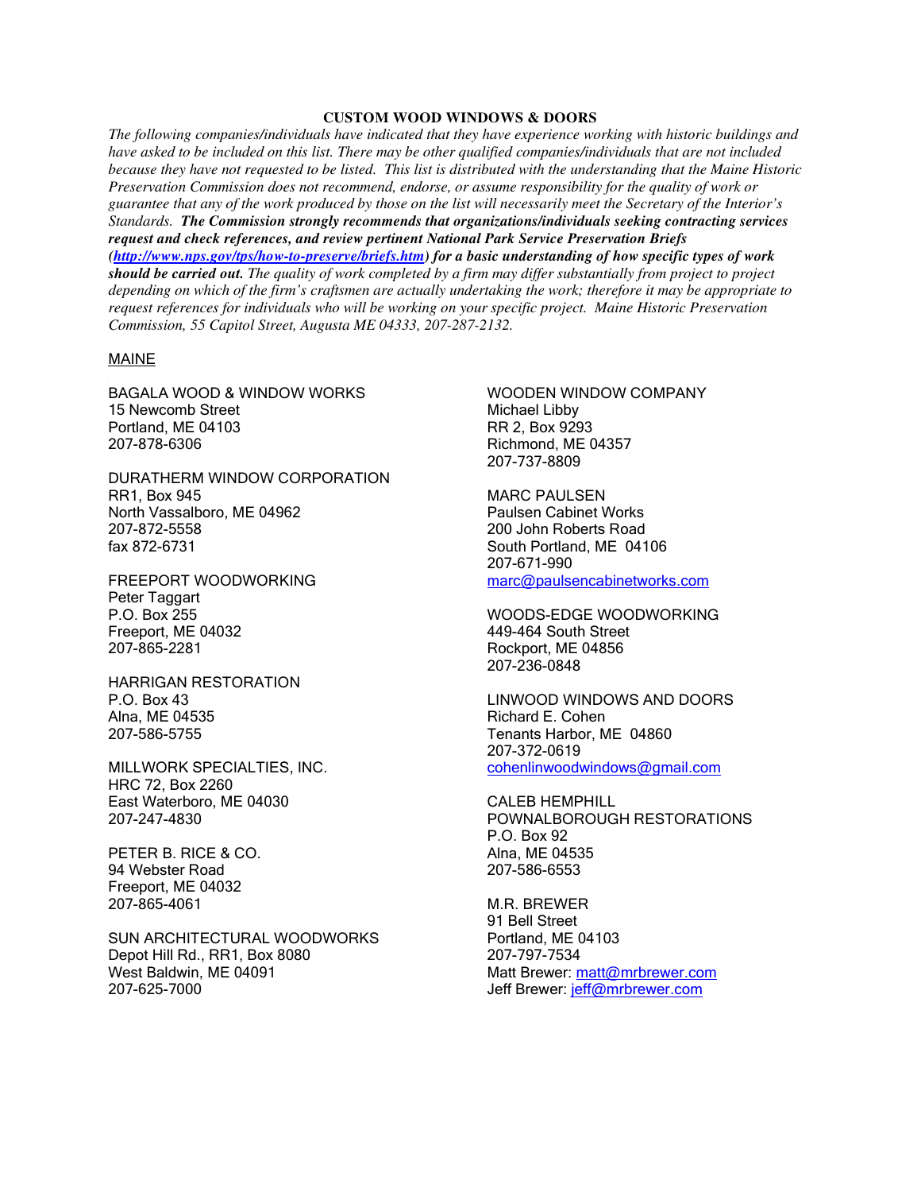## CUSTOM WOOD WINDOWS & DOORS

*The following companies/individuals have indicated that they have experience working with historic buildings and have asked to be included on this list. There may be other qualified companies/individuals that are not included because they have not requested to be listed. This list is distributed with the understanding that the Maine Historic Preservation Commission does not recommend, endorse, or assume responsibility for the quality of work or guarantee that any of the work produced by those on the list will necessarily meet the Secretary of the Interior's Standards.* ***The Commission strongly recommends that organizations/individuals seeking contracting services request and check references, and review pertinent National Park Service Preservation Briefs (http://www.nps.gov/tps/how-to-preserve/briefs.htm) for a basic understanding of how specific types of work should be carried out.*** *The quality of work completed by a firm may differ substantially from project to project depending on which of the firm's craftsmen are actually undertaking the work; therefore it may be appropriate to request references for individuals who will be working on your specific project. Maine Historic Preservation Commission, 55 Capitol Street, Augusta ME 04333, 207-287-2132.*

MAINE

BAGALA WOOD & WINDOW WORKS
15 Newcomb Street
Portland, ME 04103
207-878-6306

DURATHERM WINDOW CORPORATION
RR1, Box 945
North Vassalboro, ME 04962
207-872-5558
fax 872-6731

FREEPORT WOODWORKING
Peter Taggart
P.O. Box 255
Freeport, ME 04032
207-865-2281

HARRIGAN RESTORATION
P.O. Box 43
Alna, ME 04535
207-586-5755

MILLWORK SPECIALTIES, INC.
HRC 72, Box 2260
East Waterboro, ME 04030
207-247-4830

PETER B. RICE & CO.
94 Webster Road
Freeport, ME 04032
207-865-4061

SUN ARCHITECTURAL WOODWORKS
Depot Hill Rd., RR1, Box 8080
West Baldwin, ME 04091
207-625-7000

WOODEN WINDOW COMPANY
Michael Libby
RR 2, Box 9293
Richmond, ME 04357
207-737-8809

MARC PAULSEN
Paulsen Cabinet Works
200 John Roberts Road
South Portland, ME 04106
207-671-990
marc@paulsencabinetworks.com

WOODS-EDGE WOODWORKING
449-464 South Street
Rockport, ME 04856
207-236-0848

LINWOOD WINDOWS AND DOORS
Richard E. Cohen
Tenants Harbor, ME 04860
207-372-0619
cohenlinwoodwindows@gmail.com

CALEB HEMPHILL
POWNALBOROUGH RESTORATIONS
P.O. Box 92
Alna, ME 04535
207-586-6553

M.R. BREWER
91 Bell Street
Portland, ME 04103
207-797-7534
Matt Brewer: matt@mrbrewer.com
Jeff Brewer: jeff@mrbrewer.com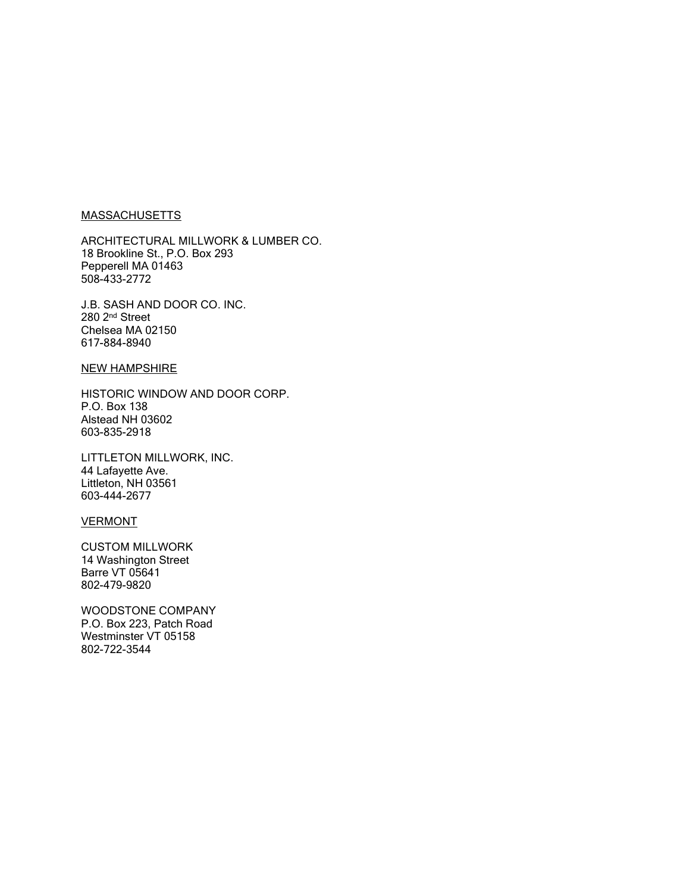MASSACHUSETTS

ARCHITECTURAL MILLWORK & LUMBER CO.
18 Brookline St., P.O. Box 293
Pepperell MA 01463
508-433-2772

J.B. SASH AND DOOR CO. INC.
280 2nd Street
Chelsea MA 02150
617-884-8940

NEW HAMPSHIRE

HISTORIC WINDOW AND DOOR CORP.
P.O. Box 138
Alstead NH 03602
603-835-2918

LITTLETON MILLWORK, INC.
44 Lafayette Ave.
Littleton, NH 03561
603-444-2677

VERMONT

CUSTOM MILLWORK
14 Washington Street
Barre VT 05641
802-479-9820

WOODSTONE COMPANY
P.O. Box 223, Patch Road
Westminster VT 05158
802-722-3544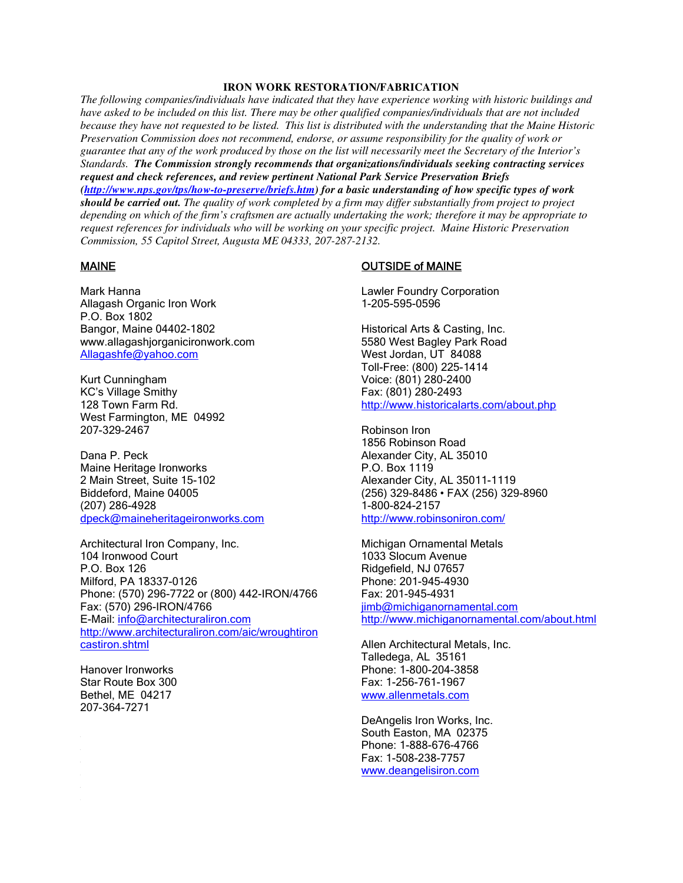**IRON WORK RESTORATION/FABRICATION**

*The following companies/individuals have indicated that they have experience working with historic buildings and have asked to be included on this list. There may be other qualified companies/individuals that are not included because they have not requested to be listed. This list is distributed with the understanding that the Maine Historic Preservation Commission does not recommend, endorse, or assume responsibility for the quality of work or guarantee that any of the work produced by those on the list will necessarily meet the Secretary of the Interior's Standards.* ***The Commission strongly recommends that organizations/individuals seeking contracting services request and check references, and review pertinent National Park Service Preservation Briefs (http://www.nps.gov/tps/how-to-preserve/briefs.htm) for a basic understanding of how specific types of work should be carried out.*** *The quality of work completed by a firm may differ substantially from project to project depending on which of the firm's craftsmen are actually undertaking the work; therefore it may be appropriate to request references for individuals who will be working on your specific project. Maine Historic Preservation Commission, 55 Capitol Street, Augusta ME 04333, 207-287-2132.*

## MAINE

Mark Hanna
Allagash Organic Iron Work
P.O. Box 1802
Bangor, Maine 04402-1802
www.allagashjorganicironwork.com
Allagashfe@yahoo.com

Kurt Cunningham
KC's Village Smithy
128 Town Farm Rd.
West Farmington, ME 04992
207-329-2467

Dana P. Peck
Maine Heritage Ironworks
2 Main Street, Suite 15-102
Biddeford, Maine 04005
(207) 286-4928
dpeck@maineheritageironworks.com

Architectural Iron Company, Inc.
104 Ironwood Court
P.O. Box 126
Milford, PA 18337-0126
Phone: (570) 296-7722 or (800) 442-IRON/4766
Fax: (570) 296-IRON/4766
E-Mail: info@architecturaliron.com
http://www.architecturaliron.com/aic/wroughtironcastiron.shtml

Hanover Ironworks
Star Route Box 300
Bethel, ME 04217
207-364-7271

## OUTSIDE of MAINE

Lawler Foundry Corporation
1-205-595-0596

Historical Arts & Casting, Inc.
5580 West Bagley Park Road
West Jordan, UT 84088
Toll-Free: (800) 225-1414
Voice: (801) 280-2400
Fax: (801) 280-2493
http://www.historicalarts.com/about.php

Robinson Iron
1856 Robinson Road
Alexander City, AL 35010
P.O. Box 1119
Alexander City, AL 35011-1119
(256) 329-8486 • FAX (256) 329-8960
1-800-824-2157
http://www.robinsoniron.com/

Michigan Ornamental Metals
1033 Slocum Avenue
Ridgefield, NJ 07657
Phone: 201-945-4930
Fax: 201-945-4931
jimb@michiganornamental.com
http://www.michiganornamental.com/about.html

Allen Architectural Metals, Inc.
Talledega, AL 35161
Phone: 1-800-204-3858
Fax: 1-256-761-1967
www.allenmetals.com

DeAngelis Iron Works, Inc.
South Easton, MA 02375
Phone: 1-888-676-4766
Fax: 1-508-238-7757
www.deangelisiron.com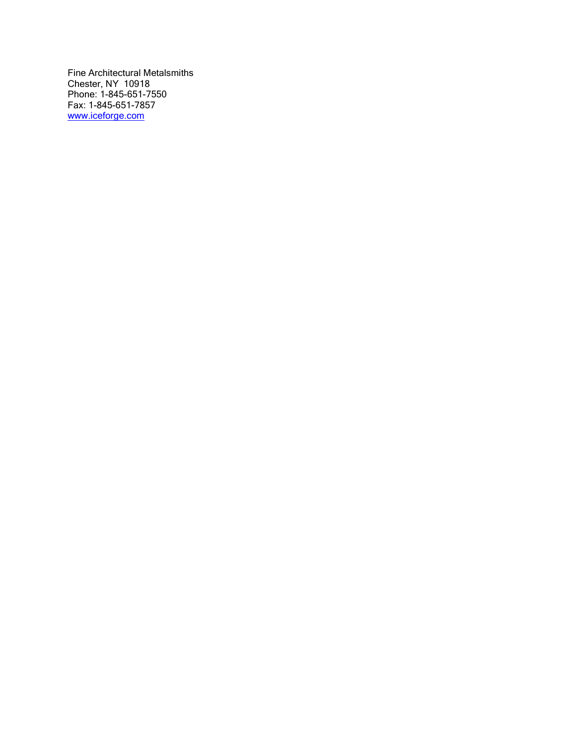Fine Architectural Metalsmiths
Chester, NY  10918
Phone: 1-845-651-7550
Fax: 1-845-651-7857
[www.iceforge.com](http://www.iceforge.com)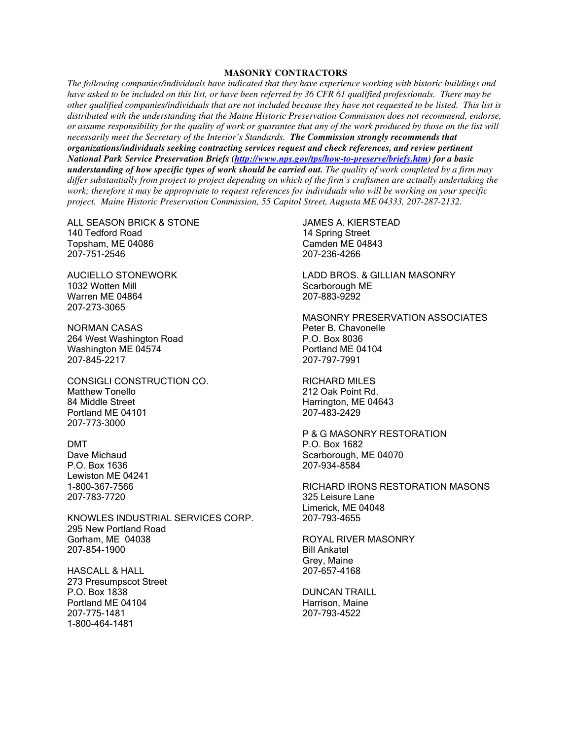## MASONRY CONTRACTORS

*The following companies/individuals have indicated that they have experience working with historic buildings and have asked to be included on this list, or have been referred by 36 CFR 61 qualified professionals. There may be other qualified companies/individuals that are not included because they have not requested to be listed. This list is distributed with the understanding that the Maine Historic Preservation Commission does not recommend, endorse, or assume responsibility for the quality of work or guarantee that any of the work produced by those on the list will necessarily meet the Secretary of the Interior's Standards.* ***The Commission strongly recommends that organizations/individuals seeking contracting services request and check references, and review pertinent National Park Service Preservation Briefs ([http://www.nps.gov/tps/how-to-preserve/briefs.htm](http://www.nps.gov/tps/how-to-preserve/briefs.htm)) for a basic understanding of how specific types of work should be carried out.*** *The quality of work completed by a firm may differ substantially from project to project depending on which of the firm's craftsmen are actually undertaking the work; therefore it may be appropriate to request references for individuals who will be working on your specific project. Maine Historic Preservation Commission, 55 Capitol Street, Augusta ME 04333, 207-287-2132.*

ALL SEASON BRICK & STONE
140 Tedford Road
Topsham, ME 04086
207-751-2546

AUCIELLO STONEWORK
1032 Wotten Mill
Warren ME 04864
207-273-3065

NORMAN CASAS
264 West Washington Road
Washington ME 04574
207-845-2217

CONSIGLI CONSTRUCTION CO.
Matthew Tonello
84 Middle Street
Portland ME 04101
207-773-3000

DMT
Dave Michaud
P.O. Box 1636
Lewiston ME 04241
1-800-367-7566
207-783-7720

KNOWLES INDUSTRIAL SERVICES CORP.
295 New Portland Road
Gorham, ME 04038
207-854-1900

HASCALL & HALL
273 Presumpscot Street
P.O. Box 1838
Portland ME 04104
207-775-1481
1-800-464-1481

JAMES A. KIERSTEAD
14 Spring Street
Camden ME 04843
207-236-4266

LADD BROS. & GILLIAN MASONRY
Scarborough ME
207-883-9292

MASONRY PRESERVATION ASSOCIATES
Peter B. Chavonelle
P.O. Box 8036
Portland ME 04104
207-797-7991

RICHARD MILES
212 Oak Point Rd.
Harrington, ME 04643
207-483-2429

P & G MASONRY RESTORATION
P.O. Box 1682
Scarborough, ME 04070
207-934-8584

RICHARD IRONS RESTORATION MASONS
325 Leisure Lane
Limerick, ME 04048
207-793-4655

ROYAL RIVER MASONRY
Bill Ankatel
Grey, Maine
207-657-4168

DUNCAN TRAILL
Harrison, Maine
207-793-4522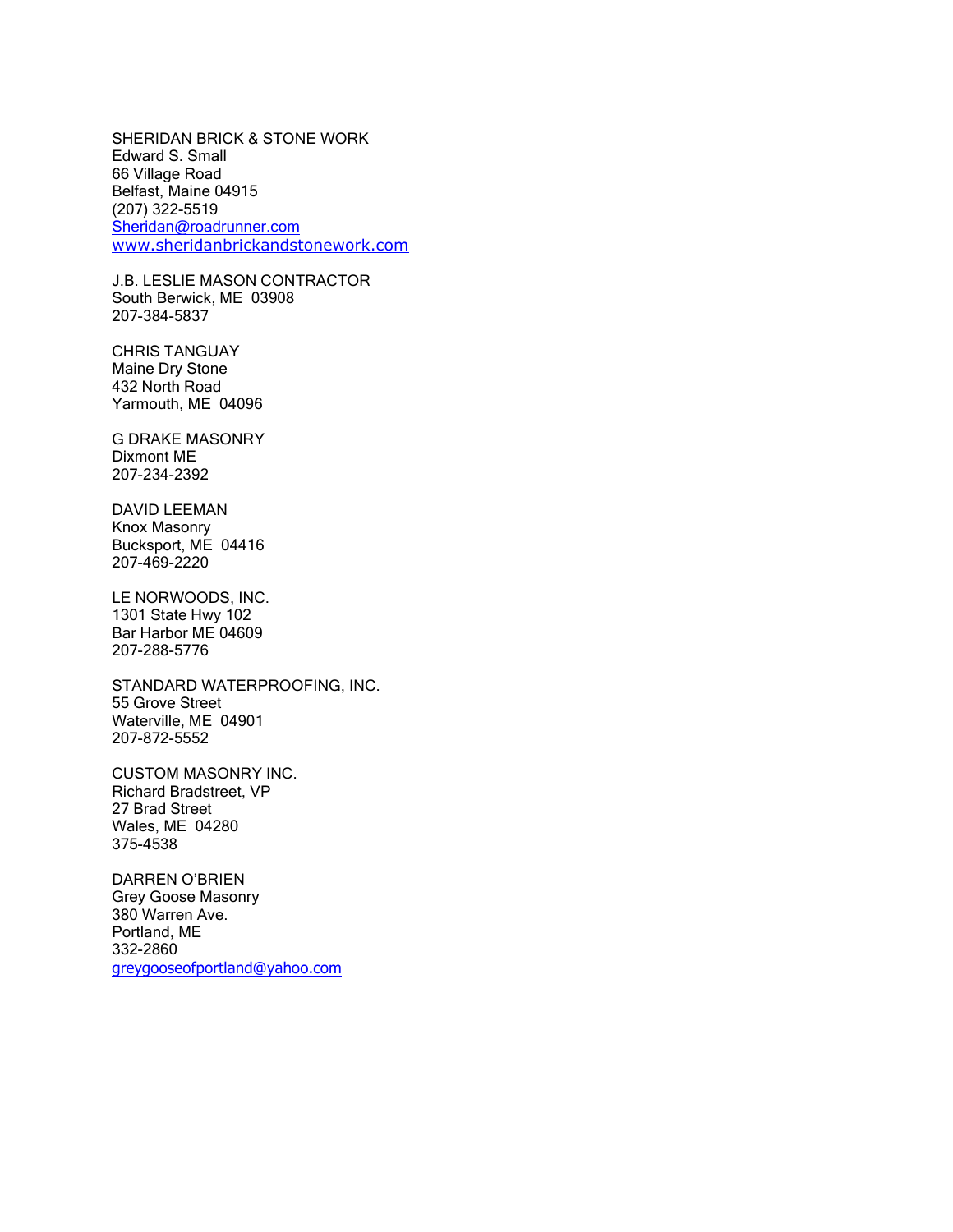SHERIDAN BRICK & STONE WORK
Edward S. Small
66 Village Road
Belfast, Maine 04915
(207) 322-5519
Sheridan@roadrunner.com
www.sheridanbrickandstonework.com

J.B. LESLIE MASON CONTRACTOR
South Berwick, ME 03908
207-384-5837

CHRIS TANGUAY
Maine Dry Stone
432 North Road
Yarmouth, ME 04096

G DRAKE MASONRY
Dixmont ME
207-234-2392

DAVID LEEMAN
Knox Masonry
Bucksport, ME 04416
207-469-2220

LE NORWOODS, INC.
1301 State Hwy 102
Bar Harbor ME 04609
207-288-5776

STANDARD WATERPROOFING, INC.
55 Grove Street
Waterville, ME 04901
207-872-5552

CUSTOM MASONRY INC.
Richard Bradstreet, VP
27 Brad Street
Wales, ME 04280
375-4538

DARREN O'BRIEN
Grey Goose Masonry
380 Warren Ave.
Portland, ME
332-2860
greygooseofportland@yahoo.com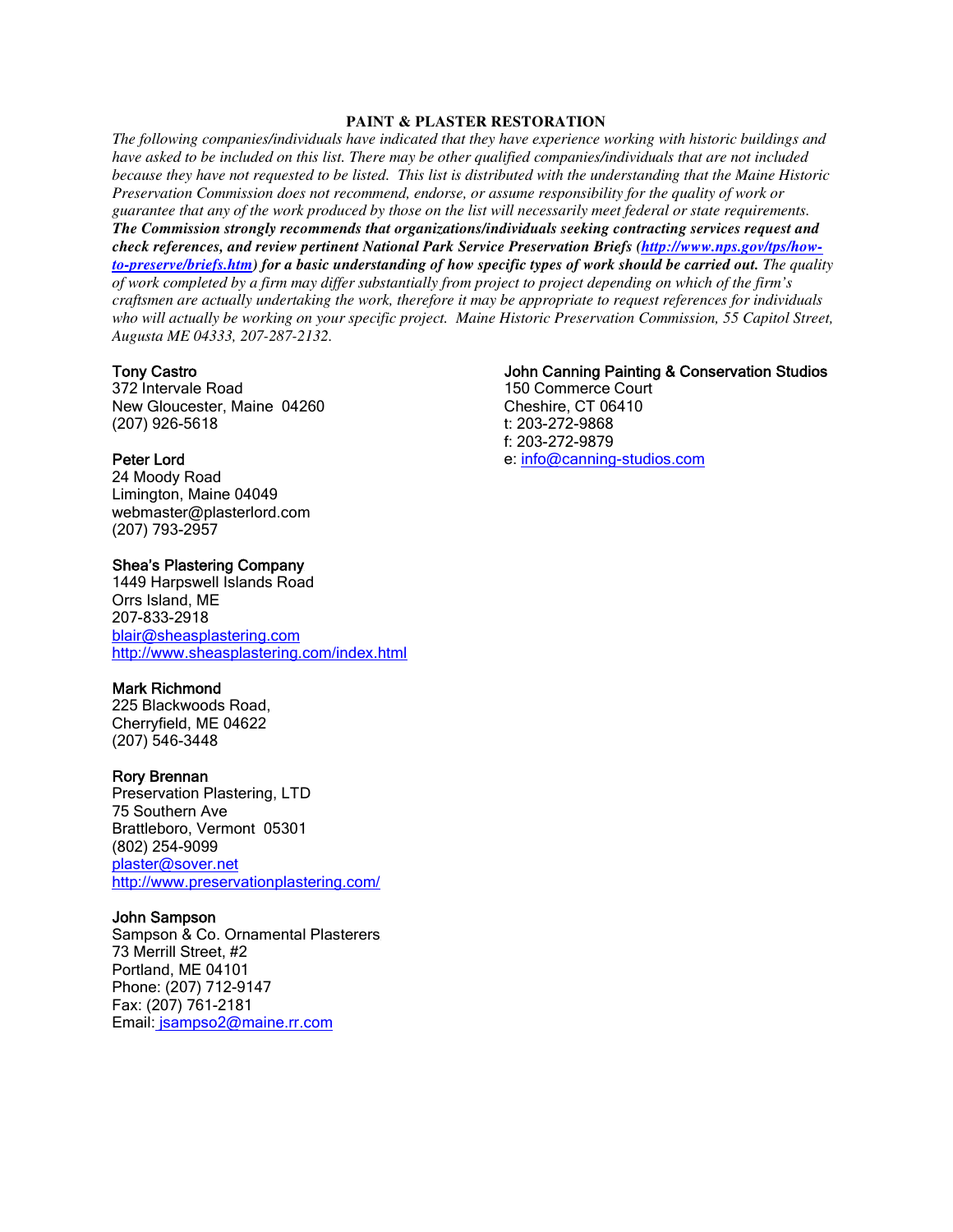## PAINT & PLASTER RESTORATION

*The following companies/individuals have indicated that they have experience working with historic buildings and have asked to be included on this list. There may be other qualified companies/individuals that are not included because they have not requested to be listed. This list is distributed with the understanding that the Maine Historic Preservation Commission does not recommend, endorse, or assume responsibility for the quality of work or guarantee that any of the work produced by those on the list will necessarily meet federal or state requirements.* ***The Commission strongly recommends that organizations/individuals seeking contracting services request and check references, and review pertinent National Park Service Preservation Briefs (http://www.nps.gov/tps/how-to-preserve/briefs.htm) for a basic understanding of how specific types of work should be carried out.*** *The quality of work completed by a firm may differ substantially from project to project depending on which of the firm's craftsmen are actually undertaking the work, therefore it may be appropriate to request references for individuals who will actually be working on your specific project. Maine Historic Preservation Commission, 55 Capitol Street, Augusta ME 04333, 207-287-2132.*

**Tony Castro**
372 Intervale Road
New Gloucester, Maine 04260
(207) 926-5618

**Peter Lord**
24 Moody Road
Limington, Maine 04049
webmaster@plasterlord.com
(207) 793-2957

**Shea's Plastering Company**
1449 Harpswell Islands Road
Orrs Island, ME
207-833-2918
blair@sheasplastering.com
http://www.sheasplastering.com/index.html

**Mark Richmond**
225 Blackwoods Road,
Cherryfield, ME 04622
(207) 546-3448

**Rory Brennan**
Preservation Plastering, LTD
75 Southern Ave
Brattleboro, Vermont 05301
(802) 254-9099
plaster@sover.net
http://www.preservationplastering.com/

**John Sampson**
Sampson & Co. Ornamental Plasterers
73 Merrill Street, #2
Portland, ME 04101
Phone: (207) 712-9147
Fax: (207) 761-2181
Email: jsampso2@maine.rr.com

**John Canning Painting & Conservation Studios**
150 Commerce Court
Cheshire, CT 06410
t: 203-272-9868
f: 203-272-9879
e: info@canning-studios.com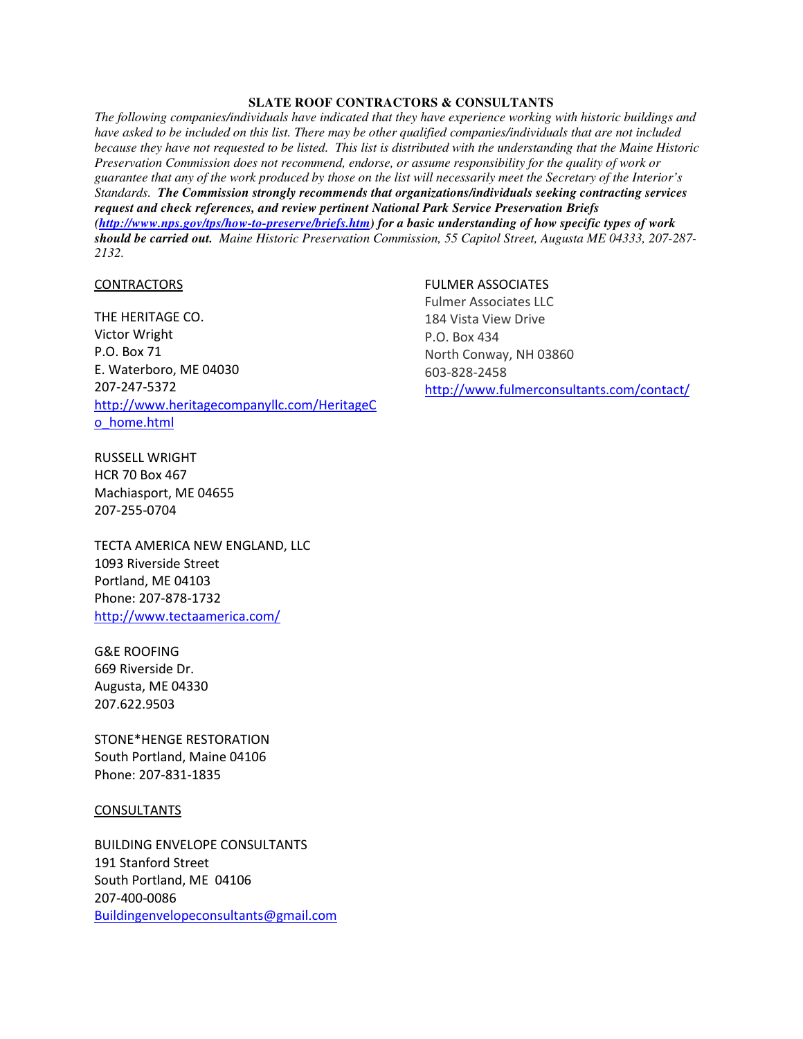**SLATE ROOF CONTRACTORS & CONSULTANTS**

*The following companies/individuals have indicated that they have experience working with historic buildings and have asked to be included on this list. There may be other qualified companies/individuals that are not included because they have not requested to be listed. This list is distributed with the understanding that the Maine Historic Preservation Commission does not recommend, endorse, or assume responsibility for the quality of work or guarantee that any of the work produced by those on the list will necessarily meet the Secretary of the Interior's Standards.* ***The Commission strongly recommends that organizations/individuals seeking contracting services request and check references, and review pertinent National Park Service Preservation Briefs (http://www.nps.gov/tps/how-to-preserve/briefs.htm) for a basic understanding of how specific types of work should be carried out.*** *Maine Historic Preservation Commission, 55 Capitol Street, Augusta ME 04333, 207-287-2132.*

CONTRACTORS

THE HERITAGE CO.
Victor Wright
P.O. Box 71
E. Waterboro, ME 04030
207-247-5372
http://www.heritagecompanyllc.com/HeritageCo_home.html

RUSSELL WRIGHT
HCR 70 Box 467
Machiasport, ME 04655
207-255-0704

TECTA AMERICA NEW ENGLAND, LLC
1093 Riverside Street
Portland, ME 04103
Phone: 207-878-1732
http://www.tectaamerica.com/

G&E ROOFING
669 Riverside Dr.
Augusta, ME 04330
207.622.9503

STONE*HENGE RESTORATION
South Portland, Maine 04106
Phone: 207-831-1835

CONSULTANTS

BUILDING ENVELOPE CONSULTANTS
191 Stanford Street
South Portland, ME 04106
207-400-0086
Buildingenvelopeconsultants@gmail.com

FULMER ASSOCIATES
Fulmer Associates LLC
184 Vista View Drive
P.O. Box 434
North Conway, NH 03860
603-828-2458
http://www.fulmerconsultants.com/contact/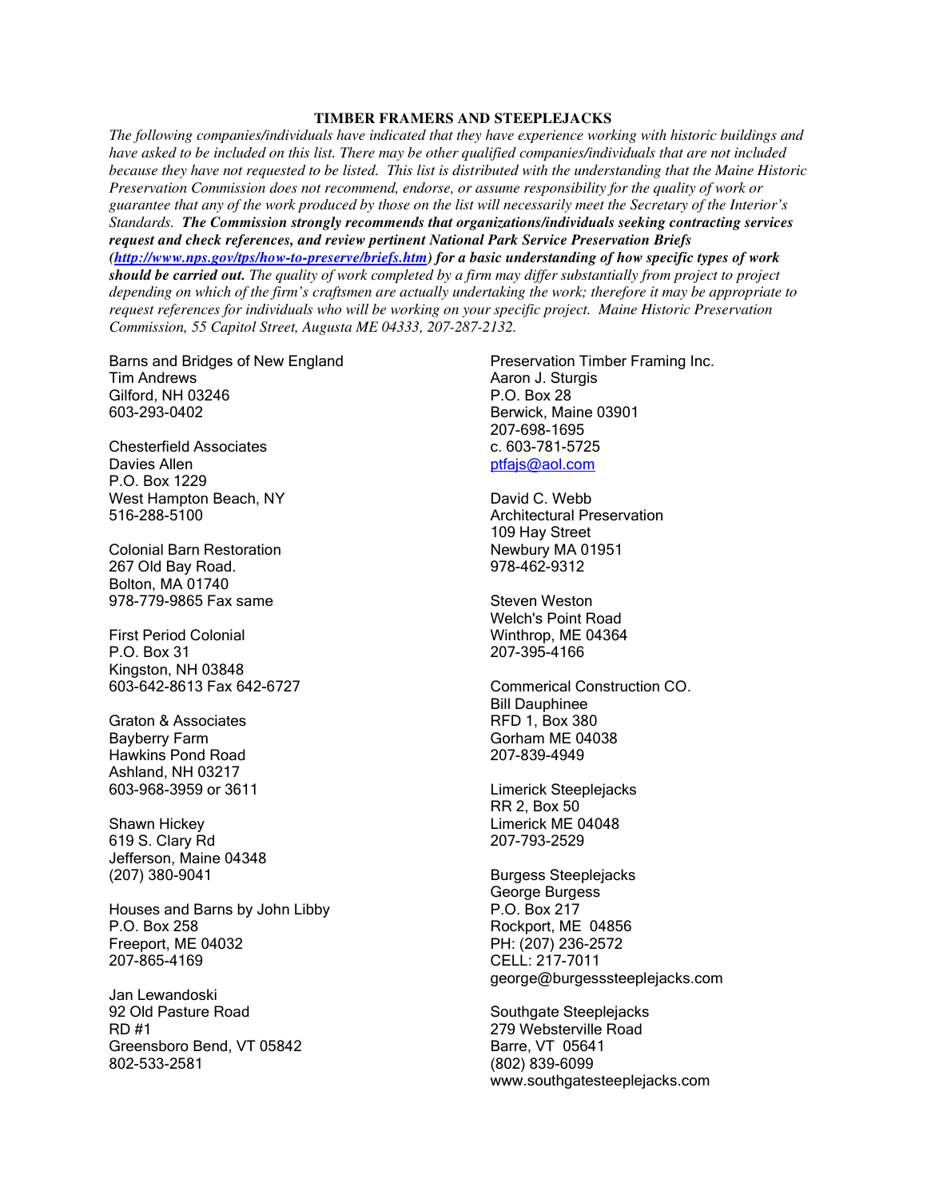## TIMBER FRAMERS AND STEEPLEJACKS

*The following companies/individuals have indicated that they have experience working with historic buildings and have asked to be included on this list. There may be other qualified companies/individuals that are not included because they have not requested to be listed. This list is distributed with the understanding that the Maine Historic Preservation Commission does not recommend, endorse, or assume responsibility for the quality of work or guarantee that any of the work produced by those on the list will necessarily meet the Secretary of the Interior's Standards.* ***The Commission strongly recommends that organizations/individuals seeking contracting services request and check references, and review pertinent National Park Service Preservation Briefs (http://www.nps.gov/tps/how-to-preserve/briefs.htm) for a basic understanding of how specific types of work should be carried out.*** *The quality of work completed by a firm may differ substantially from project to project depending on which of the firm's craftsmen are actually undertaking the work; therefore it may be appropriate to request references for individuals who will be working on your specific project. Maine Historic Preservation Commission, 55 Capitol Street, Augusta ME 04333, 207-287-2132.*

Barns and Bridges of New England
Tim Andrews
Gilford, NH 03246
603-293-0402

Chesterfield Associates
Davies Allen
P.O. Box 1229
West Hampton Beach, NY
516-288-5100

Colonial Barn Restoration
267 Old Bay Road.
Bolton, MA 01740
978-779-9865 Fax same

First Period Colonial
P.O. Box 31
Kingston, NH 03848
603-642-8613 Fax 642-6727

Graton & Associates
Bayberry Farm
Hawkins Pond Road
Ashland, NH 03217
603-968-3959 or 3611

Shawn Hickey
619 S. Clary Rd
Jefferson, Maine 04348
(207) 380-9041

Houses and Barns by John Libby
P.O. Box 258
Freeport, ME 04032
207-865-4169

Jan Lewandoski
92 Old Pasture Road
RD #1
Greensboro Bend, VT 05842
802-533-2581

Preservation Timber Framing Inc.
Aaron J. Sturgis
P.O. Box 28
Berwick, Maine 03901
207-698-1695
c. 603-781-5725
ptfajs@aol.com

David C. Webb
Architectural Preservation
109 Hay Street
Newbury MA 01951
978-462-9312

Steven Weston
Welch's Point Road
Winthrop, ME 04364
207-395-4166

Commerical Construction CO.
Bill Dauphinee
RFD 1, Box 380
Gorham ME 04038
207-839-4949

Limerick Steeplejacks
RR 2, Box 50
Limerick ME 04048
207-793-2529

Burgess Steeplejacks
George Burgess
P.O. Box 217
Rockport, ME 04856
PH: (207) 236-2572
CELL: 217-7011
george@burgesssteeplejacks.com

Southgate Steeplejacks
279 Websterville Road
Barre, VT 05641
(802) 839-6099
www.southgatesteeplejacks.com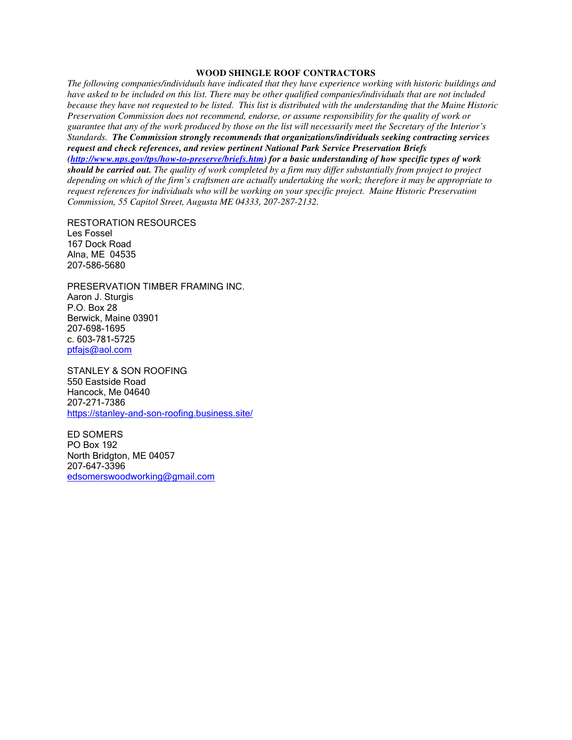## WOOD SHINGLE ROOF CONTRACTORS

*The following companies/individuals have indicated that they have experience working with historic buildings and have asked to be included on this list. There may be other qualified companies/individuals that are not included because they have not requested to be listed. This list is distributed with the understanding that the Maine Historic Preservation Commission does not recommend, endorse, or assume responsibility for the quality of work or guarantee that any of the work produced by those on the list will necessarily meet the Secretary of the Interior's Standards.* ***The Commission strongly recommends that organizations/individuals seeking contracting services request and check references, and review pertinent National Park Service Preservation Briefs (http://www.nps.gov/tps/how-to-preserve/briefs.htm) for a basic understanding of how specific types of work should be carried out.*** *The quality of work completed by a firm may differ substantially from project to project depending on which of the firm's craftsmen are actually undertaking the work; therefore it may be appropriate to request references for individuals who will be working on your specific project. Maine Historic Preservation Commission, 55 Capitol Street, Augusta ME 04333, 207-287-2132.*

RESTORATION RESOURCES
Les Fossel
167 Dock Road
Alna, ME 04535
207-586-5680

PRESERVATION TIMBER FRAMING INC.
Aaron J. Sturgis
P.O. Box 28
Berwick, Maine 03901
207-698-1695
c. 603-781-5725
ptfajs@aol.com

STANLEY & SON ROOFING
550 Eastside Road
Hancock, Me 04640
207-271-7386
https://stanley-and-son-roofing.business.site/

ED SOMERS
PO Box 192
North Bridgton, ME 04057
207-647-3396
edsomerswoodworking@gmail.com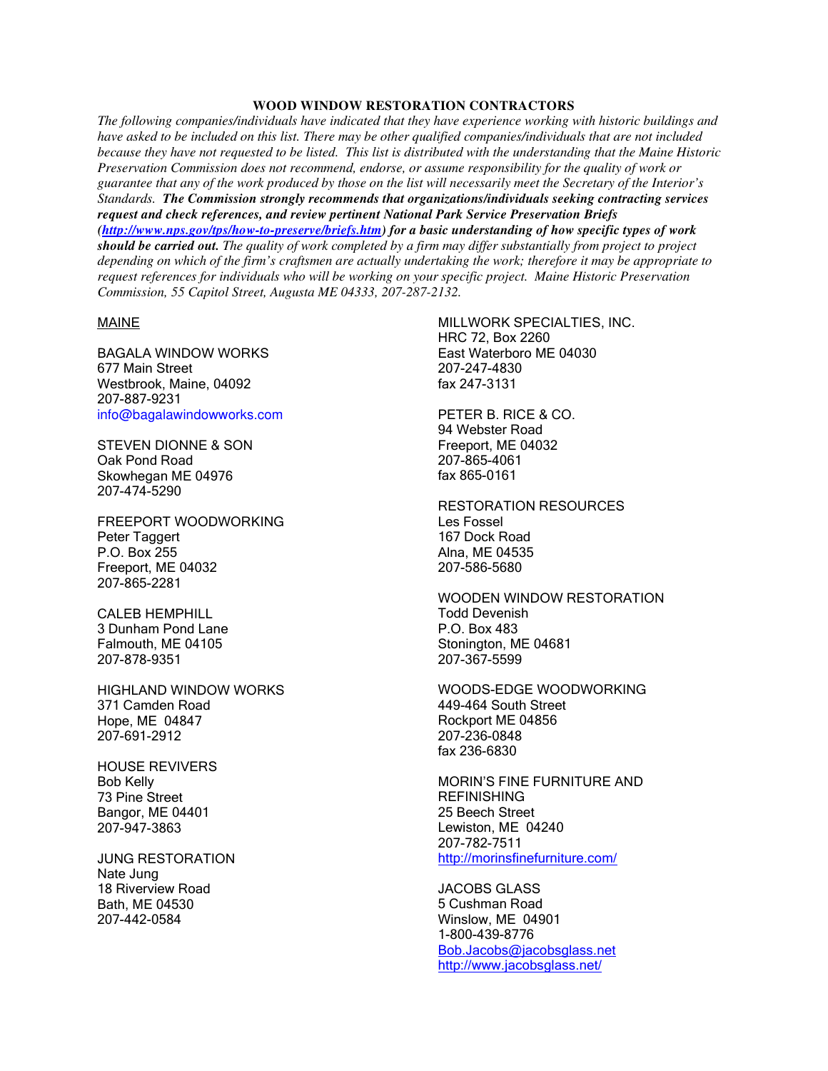**WOOD WINDOW RESTORATION CONTRACTORS**

*The following companies/individuals have indicated that they have experience working with historic buildings and have asked to be included on this list. There may be other qualified companies/individuals that are not included because they have not requested to be listed. This list is distributed with the understanding that the Maine Historic Preservation Commission does not recommend, endorse, or assume responsibility for the quality of work or guarantee that any of the work produced by those on the list will necessarily meet the Secretary of the Interior's Standards.* ***The Commission strongly recommends that organizations/individuals seeking contracting services request and check references, and review pertinent National Park Service Preservation Briefs (http://www.nps.gov/tps/how-to-preserve/briefs.htm) for a basic understanding of how specific types of work should be carried out.*** *The quality of work completed by a firm may differ substantially from project to project depending on which of the firm's craftsmen are actually undertaking the work; therefore it may be appropriate to request references for individuals who will be working on your specific project. Maine Historic Preservation Commission, 55 Capitol Street, Augusta ME 04333, 207-287-2132.*

MAINE

BAGALA WINDOW WORKS
677 Main Street
Westbrook, Maine, 04092
207-887-9231
info@bagalawindowworks.com

STEVEN DIONNE & SON
Oak Pond Road
Skowhegan ME 04976
207-474-5290

FREEPORT WOODWORKING
Peter Taggert
P.O. Box 255
Freeport, ME 04032
207-865-2281

CALEB HEMPHILL
3 Dunham Pond Lane
Falmouth, ME 04105
207-878-9351

HIGHLAND WINDOW WORKS
371 Camden Road
Hope, ME 04847
207-691-2912

HOUSE REVIVERS
Bob Kelly
73 Pine Street
Bangor, ME 04401
207-947-3863

JUNG RESTORATION
Nate Jung
18 Riverview Road
Bath, ME 04530
207-442-0584

MILLWORK SPECIALTIES, INC.
HRC 72, Box 2260
East Waterboro ME 04030
207-247-4830
fax 247-3131

PETER B. RICE & CO.
94 Webster Road
Freeport, ME 04032
207-865-4061
fax 865-0161

RESTORATION RESOURCES
Les Fossel
167 Dock Road
Alna, ME 04535
207-586-5680

WOODEN WINDOW RESTORATION
Todd Devenish
P.O. Box 483
Stonington, ME 04681
207-367-5599

WOODS-EDGE WOODWORKING
449-464 South Street
Rockport ME 04856
207-236-0848
fax 236-6830

MORIN'S FINE FURNITURE AND REFINISHING
25 Beech Street
Lewiston, ME 04240
207-782-7511
http://morinsfinefurniture.com/

JACOBS GLASS
5 Cushman Road
Winslow, ME 04901
1-800-439-8776
Bob.Jacobs@jacobsglass.net
http://www.jacobsglass.net/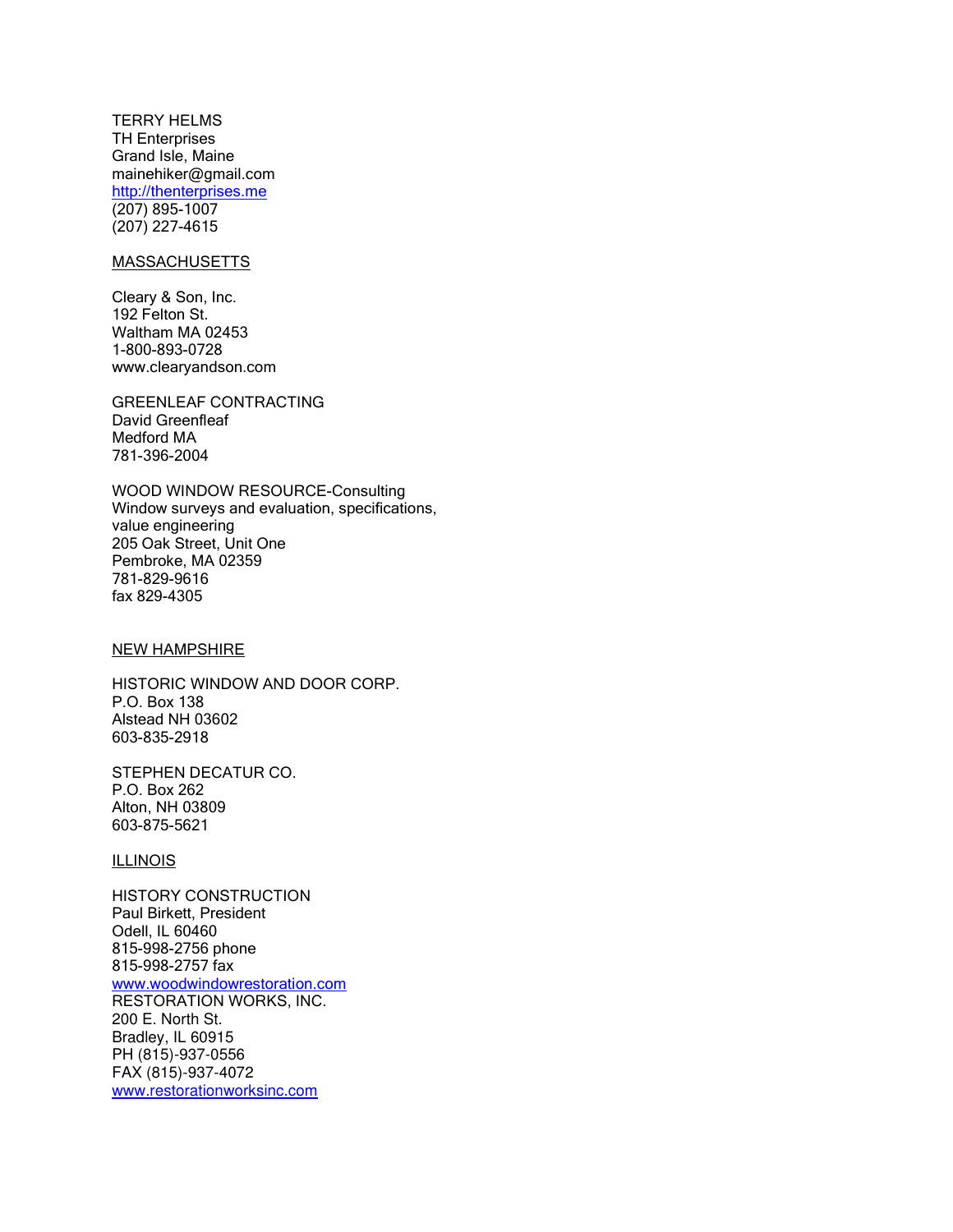TERRY HELMS
TH Enterprises
Grand Isle, Maine
mainehiker@gmail.com
http://thenterprises.me
(207) 895-1007
(207) 227-4615

## MASSACHUSETTS

Cleary & Son, Inc.
192 Felton St.
Waltham MA 02453
1-800-893-0728
www.clearyandson.com

GREENLEAF CONTRACTING
David Greenfleaf
Medford MA
781-396-2004

WOOD WINDOW RESOURCE-Consulting
Window surveys and evaluation, specifications, value engineering
205 Oak Street, Unit One
Pembroke, MA 02359
781-829-9616
fax 829-4305

## NEW HAMPSHIRE

HISTORIC WINDOW AND DOOR CORP.
P.O. Box 138
Alstead NH 03602
603-835-2918

STEPHEN DECATUR CO.
P.O. Box 262
Alton, NH 03809
603-875-5621

## ILLINOIS

HISTORY CONSTRUCTION
Paul Birkett, President
Odell, IL 60460
815-998-2756 phone
815-998-2757 fax
www.woodwindowrestoration.com

RESTORATION WORKS, INC.
200 E. North St.
Bradley, IL 60915
PH (815)-937-0556
FAX (815)-937-4072
www.restorationworksinc.com